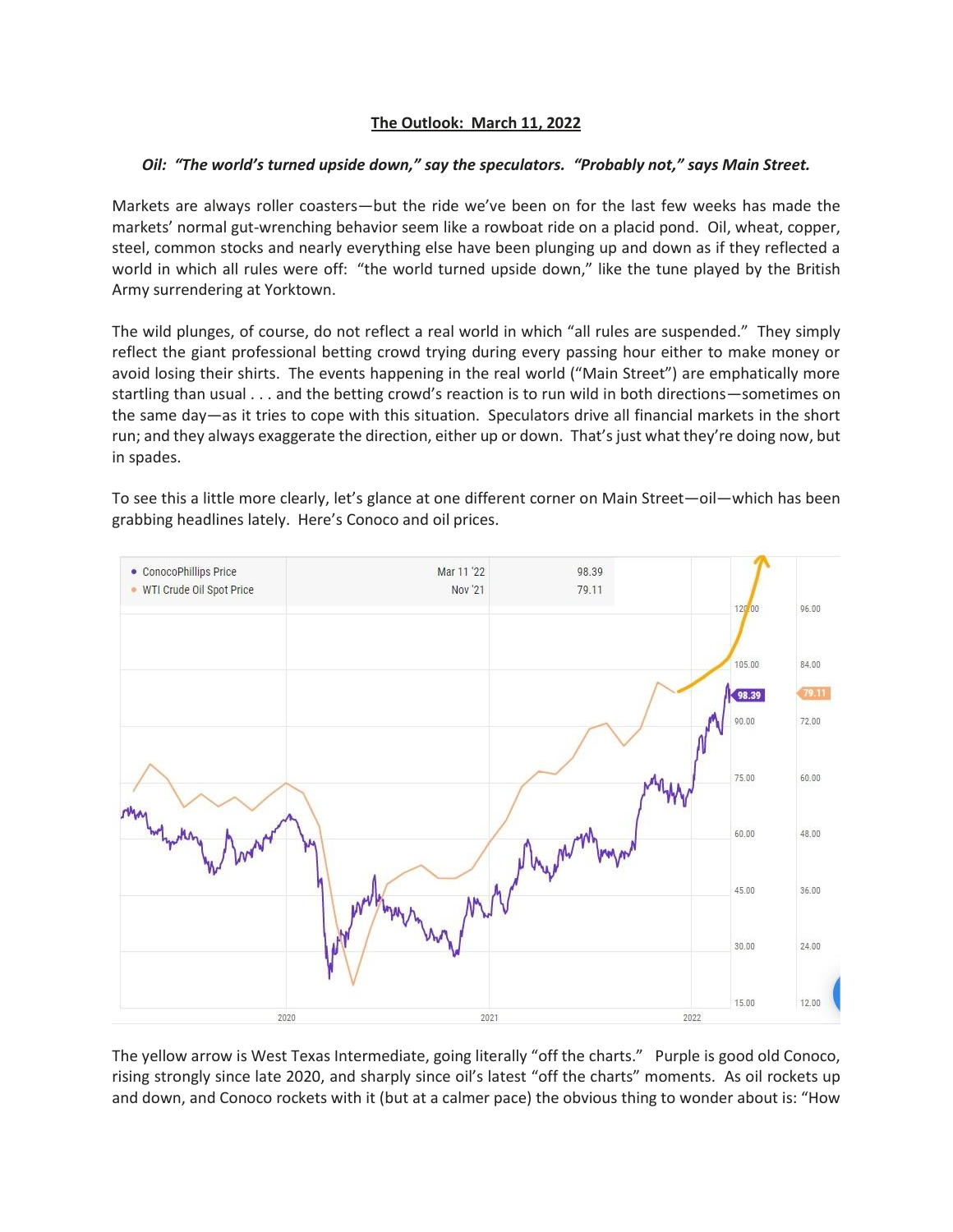# The Outlook: March 11, 2022

***Oil: "The world's turned upside down," say the speculators. "Probably not," says Main Street.***

Markets are always roller coasters—but the ride we've been on for the last few weeks has made the markets' normal gut-wrenching behavior seem like a rowboat ride on a placid pond. Oil, wheat, copper, steel, common stocks and nearly everything else have been plunging up and down as if they reflected a world in which all rules were off: "the world turned upside down," like the tune played by the British Army surrendering at Yorktown.

The wild plunges, of course, do not reflect a real world in which "all rules are suspended." They simply reflect the giant professional betting crowd trying during every passing hour either to make money or avoid losing their shirts. The events happening in the real world ("Main Street") are emphatically more startling than usual . . . and the betting crowd's reaction is to run wild in both directions—sometimes on the same day—as it tries to cope with this situation. Speculators drive all financial markets in the short run; and they always exaggerate the direction, either up or down. That's just what they're doing now, but in spades.

To see this a little more clearly, let's glance at one different corner on Main Street—oil—which has been grabbing headlines lately. Here's Conoco and oil prices.

The yellow arrow is West Texas Intermediate, going literally "off the charts." Purple is good old Conoco, rising strongly since late 2020, and sharply since oil's latest "off the charts" moments. As oil rockets up and down, and Conoco rockets with it (but at a calmer pace) the obvious thing to wonder about is: "How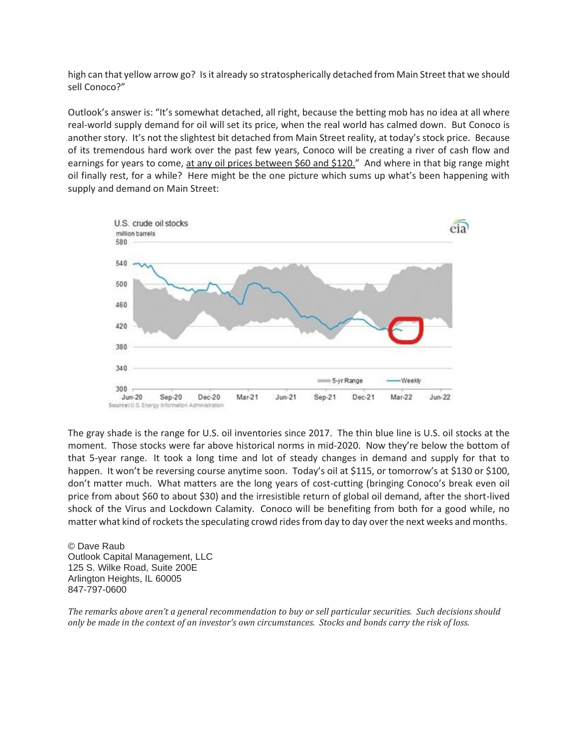high can that yellow arrow go? Is it already so stratospherically detached from Main Street that we should sell Conoco?"

Outlook's answer is: "It's somewhat detached, all right, because the betting mob has no idea at all where real-world supply demand for oil will set its price, when the real world has calmed down. But Conoco is another story. It's not the slightest bit detached from Main Street reality, at today's stock price. Because of its tremendous hard work over the past few years, Conoco will be creating a river of cash flow and earnings for years to come, <u>at any oil prices between $60 and $120.</u>" And where in that big range might oil finally rest, for a while? Here might be the one picture which sums up what's been happening with supply and demand on Main Street:

U.S. crude oil stocks
million barrels
580
540
500
460
420
380
340
300
Jun-20 Sep-20 Dec-20 Mar-21 Jun-21 Sep-21 Dec-21 Mar-22 Jun-22
5-yr Range
Weekly
eia
Source: U.S. Energy Information Administration

The gray shade is the range for U.S. oil inventories since 2017. The thin blue line is U.S. oil stocks at the moment. Those stocks were far above historical norms in mid-2020. Now they're below the bottom of that 5-year range. It took a long time and lot of steady changes in demand and supply for that to happen. It won't be reversing course anytime soon. Today's oil at $115, or tomorrow's at $130 or $100, don't matter much. What matters are the long years of cost-cutting (bringing Conoco's break even oil price from about $60 to about $30) and the irresistible return of global oil demand, after the short-lived shock of the Virus and Lockdown Calamity. Conoco will be benefiting from both for a good while, no matter what kind of rockets the speculating crowd rides from day to day over the next weeks and months.

© Dave Raub
Outlook Capital Management, LLC
125 S. Wilke Road, Suite 200E
Arlington Heights, IL 60005
847-797-0600

*The remarks above aren't a general recommendation to buy or sell particular securities. Such decisions should only be made in the context of an investor's own circumstances. Stocks and bonds carry the risk of loss.*